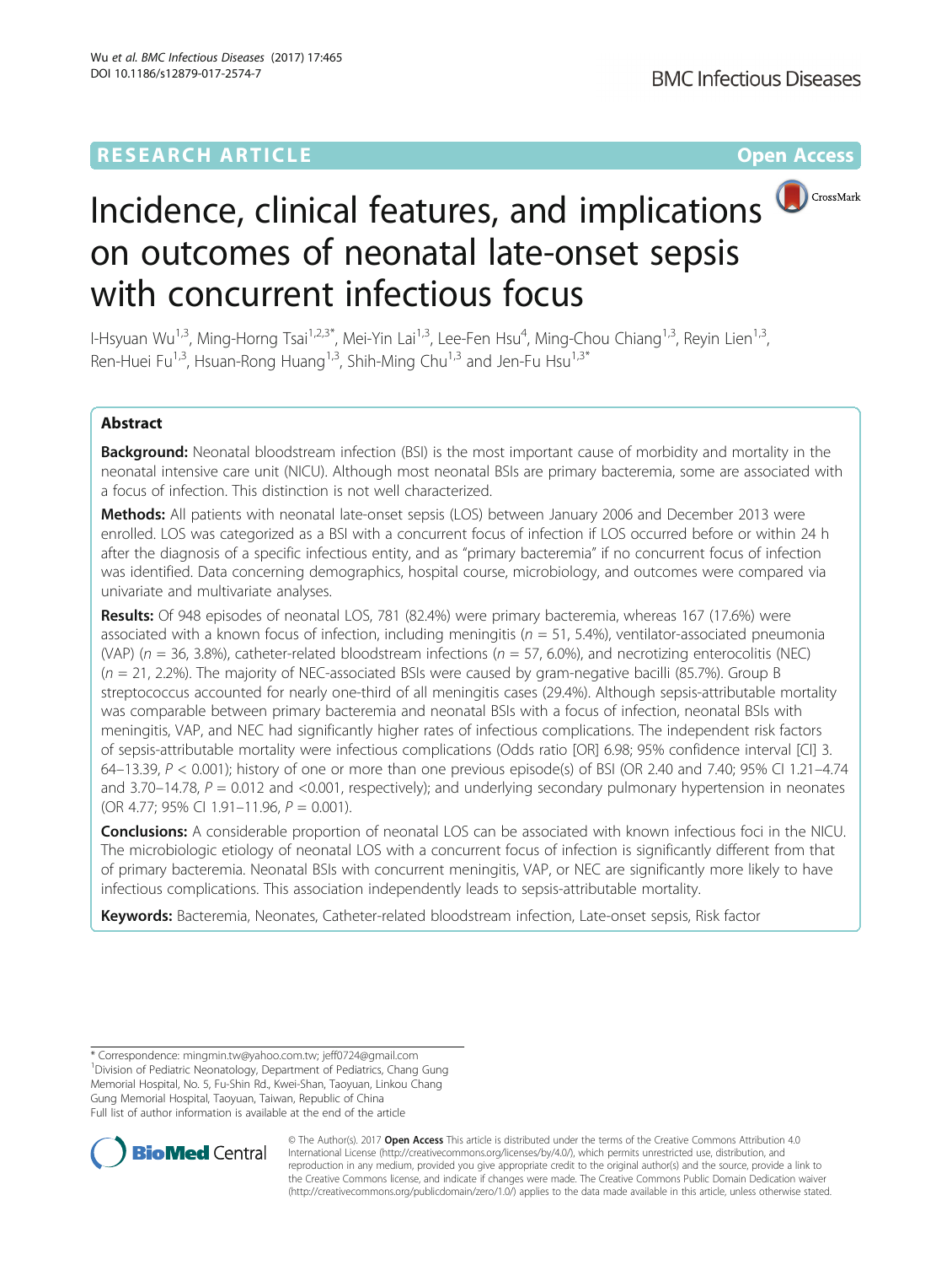RESEARCH ARTICLE

Open Access

# Incidence, clinical features, and implications on outcomes of neonatal late-onset sepsis with concurrent infectious focus

I-Hsyuan Wu[1,3], Ming-Horng Tsai[1,2,3*], Mei-Yin Lai[1,3], Lee-Fen Hsu[4], Ming-Chou Chiang[1,3], Reyin Lien[1,3], Ren-Huei Fu[1,3], Hsuan-Rong Huang[1,3], Shih-Ming Chu[1,3] and Jen-Fu Hsu[1,3*]

## Abstract

**Background:** Neonatal bloodstream infection (BSI) is the most important cause of morbidity and mortality in the neonatal intensive care unit (NICU). Although most neonatal BSIs are primary bacteremia, some are associated with a focus of infection. This distinction is not well characterized.

**Methods:** All patients with neonatal late-onset sepsis (LOS) between January 2006 and December 2013 were enrolled. LOS was categorized as a BSI with a concurrent focus of infection if LOS occurred before or within 24 h after the diagnosis of a specific infectious entity, and as "primary bacteremia" if no concurrent focus of infection was identified. Data concerning demographics, hospital course, microbiology, and outcomes were compared via univariate and multivariate analyses.

**Results:** Of 948 episodes of neonatal LOS, 781 (82.4%) were primary bacteremia, whereas 167 (17.6%) were associated with a known focus of infection, including meningitis ($n = 51$, 5.4%), ventilator-associated pneumonia (VAP) ($n = 36$, 3.8%), catheter-related bloodstream infections ($n = 57$, 6.0%), and necrotizing enterocolitis (NEC) ($n = 21$, 2.2%). The majority of NEC-associated BSIs were caused by gram-negative bacilli (85.7%). Group B streptococcus accounted for nearly one-third of all meningitis cases (29.4%). Although sepsis-attributable mortality was comparable between primary bacteremia and neonatal BSIs with a focus of infection, neonatal BSIs with meningitis, VAP, and NEC had significantly higher rates of infectious complications. The independent risk factors of sepsis-attributable mortality were infectious complications (Odds ratio [OR] 6.98; 95% confidence interval [CI] 3.64–13.39, $P < 0.001$); history of one or more than one previous episode(s) of BSI (OR 2.40 and 7.40; 95% CI 1.21–4.74 and 3.70–14.78, $P = 0.012$ and $<0.001$, respectively); and underlying secondary pulmonary hypertension in neonates (OR 4.77; 95% CI 1.91–11.96, $P = 0.001$).

**Conclusions:** A considerable proportion of neonatal LOS can be associated with known infectious foci in the NICU. The microbiologic etiology of neonatal LOS with a concurrent focus of infection is significantly different from that of primary bacteremia. Neonatal BSIs with concurrent meningitis, VAP, or NEC are significantly more likely to have infectious complications. This association independently leads to sepsis-attributable mortality.

**Keywords:** Bacteremia, Neonates, Catheter-related bloodstream infection, Late-onset sepsis, Risk factor

* Correspondence: mingmin.tw@yahoo.com.tw; jeff0724@gmail.com
[1]Division of Pediatric Neonatology, Department of Pediatrics, Chang Gung Memorial Hospital, No. 5, Fu-Shin Rd., Kwei-Shan, Taoyuan, Linkou Chang Gung Memorial Hospital, Taoyuan, Taiwan, Republic of China
Full list of author information is available at the end of the article

© The Author(s). 2017 **Open Access** This article is distributed under the terms of the Creative Commons Attribution 4.0 International License (http://creativecommons.org/licenses/by/4.0/), which permits unrestricted use, distribution, and reproduction in any medium, provided you give appropriate credit to the original author(s) and the source, provide a link to the Creative Commons license, and indicate if changes were made. The Creative Commons Public Domain Dedication waiver (http://creativecommons.org/publicdomain/zero/1.0/) applies to the data made available in this article, unless otherwise stated.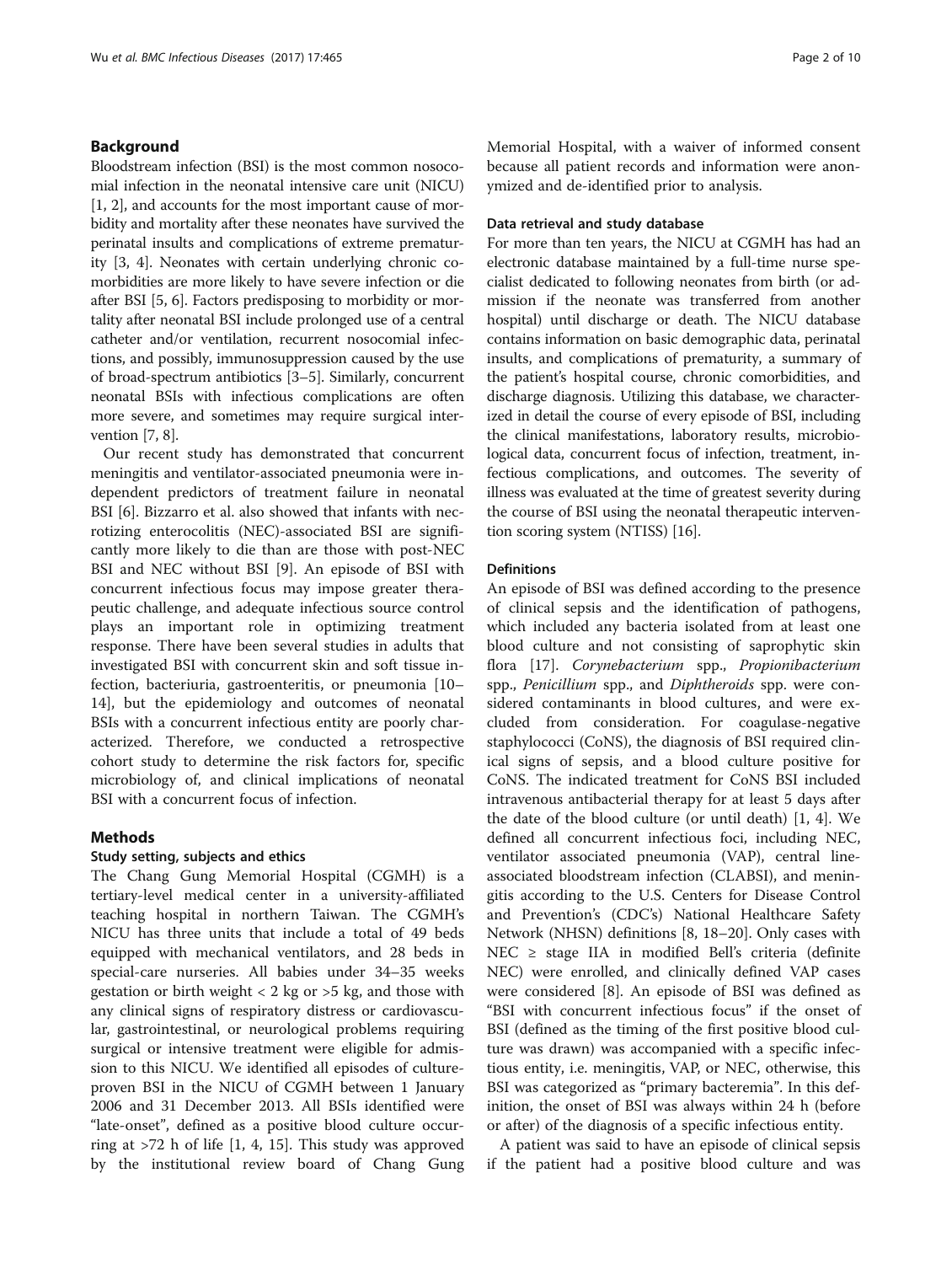## Background

Bloodstream infection (BSI) is the most common nosocomial infection in the neonatal intensive care unit (NICU) [1, 2], and accounts for the most important cause of morbidity and mortality after these neonates have survived the perinatal insults and complications of extreme prematurity [3, 4]. Neonates with certain underlying chronic comorbidities are more likely to have severe infection or die after BSI [5, 6]. Factors predisposing to morbidity or mortality after neonatal BSI include prolonged use of a central catheter and/or ventilation, recurrent nosocomial infections, and possibly, immunosuppression caused by the use of broad-spectrum antibiotics [3–5]. Similarly, concurrent neonatal BSIs with infectious complications are often more severe, and sometimes may require surgical intervention [7, 8].

Our recent study has demonstrated that concurrent meningitis and ventilator-associated pneumonia were independent predictors of treatment failure in neonatal BSI [6]. Bizzarro et al. also showed that infants with necrotizing enterocolitis (NEC)-associated BSI are significantly more likely to die than are those with post-NEC BSI and NEC without BSI [9]. An episode of BSI with concurrent infectious focus may impose greater therapeutic challenge, and adequate infectious source control plays an important role in optimizing treatment response. There have been several studies in adults that investigated BSI with concurrent skin and soft tissue infection, bacteriuria, gastroenteritis, or pneumonia [10–14], but the epidemiology and outcomes of neonatal BSIs with a concurrent infectious entity are poorly characterized. Therefore, we conducted a retrospective cohort study to determine the risk factors for, specific microbiology of, and clinical implications of neonatal BSI with a concurrent focus of infection.

## Methods

### Study setting, subjects and ethics

The Chang Gung Memorial Hospital (CGMH) is a tertiary-level medical center in a university-affiliated teaching hospital in northern Taiwan. The CGMH's NICU has three units that include a total of 49 beds equipped with mechanical ventilators, and 28 beds in special-care nurseries. All babies under 34–35 weeks gestation or birth weight < 2 kg or >5 kg, and those with any clinical signs of respiratory distress or cardiovascular, gastrointestinal, or neurological problems requiring surgical or intensive treatment were eligible for admission to this NICU. We identified all episodes of culture-proven BSI in the NICU of CGMH between 1 January 2006 and 31 December 2013. All BSIs identified were "late-onset", defined as a positive blood culture occurring at >72 h of life [1, 4, 15]. This study was approved by the institutional review board of Chang Gung Memorial Hospital, with a waiver of informed consent because all patient records and information were anonymized and de-identified prior to analysis.

### Data retrieval and study database

For more than ten years, the NICU at CGMH has had an electronic database maintained by a full-time nurse specialist dedicated to following neonates from birth (or admission if the neonate was transferred from another hospital) until discharge or death. The NICU database contains information on basic demographic data, perinatal insults, and complications of prematurity, a summary of the patient's hospital course, chronic comorbidities, and discharge diagnosis. Utilizing this database, we characterized in detail the course of every episode of BSI, including the clinical manifestations, laboratory results, microbiological data, concurrent focus of infection, treatment, infectious complications, and outcomes. The severity of illness was evaluated at the time of greatest severity during the course of BSI using the neonatal therapeutic intervention scoring system (NTISS) [16].

### Definitions

An episode of BSI was defined according to the presence of clinical sepsis and the identification of pathogens, which included any bacteria isolated from at least one blood culture and not consisting of saprophytic skin flora [17]. *Corynebacterium* spp., *Propionibacterium* spp., *Penicillium* spp., and *Diphtheroids* spp. were considered contaminants in blood cultures, and were excluded from consideration. For coagulase-negative staphylococci (CoNS), the diagnosis of BSI required clinical signs of sepsis, and a blood culture positive for CoNS. The indicated treatment for CoNS BSI included intravenous antibacterial therapy for at least 5 days after the date of the blood culture (or until death) [1, 4]. We defined all concurrent infectious foci, including NEC, ventilator associated pneumonia (VAP), central line-associated bloodstream infection (CLABSI), and meningitis according to the U.S. Centers for Disease Control and Prevention's (CDC's) National Healthcare Safety Network (NHSN) definitions [8, 18–20]. Only cases with NEC ≥ stage IIA in modified Bell's criteria (definite NEC) were enrolled, and clinically defined VAP cases were considered [8]. An episode of BSI was defined as "BSI with concurrent infectious focus" if the onset of BSI (defined as the timing of the first positive blood culture was drawn) was accompanied with a specific infectious entity, i.e. meningitis, VAP, or NEC, otherwise, this BSI was categorized as "primary bacteremia". In this definition, the onset of BSI was always within 24 h (before or after) of the diagnosis of a specific infectious entity.

A patient was said to have an episode of clinical sepsis if the patient had a positive blood culture and was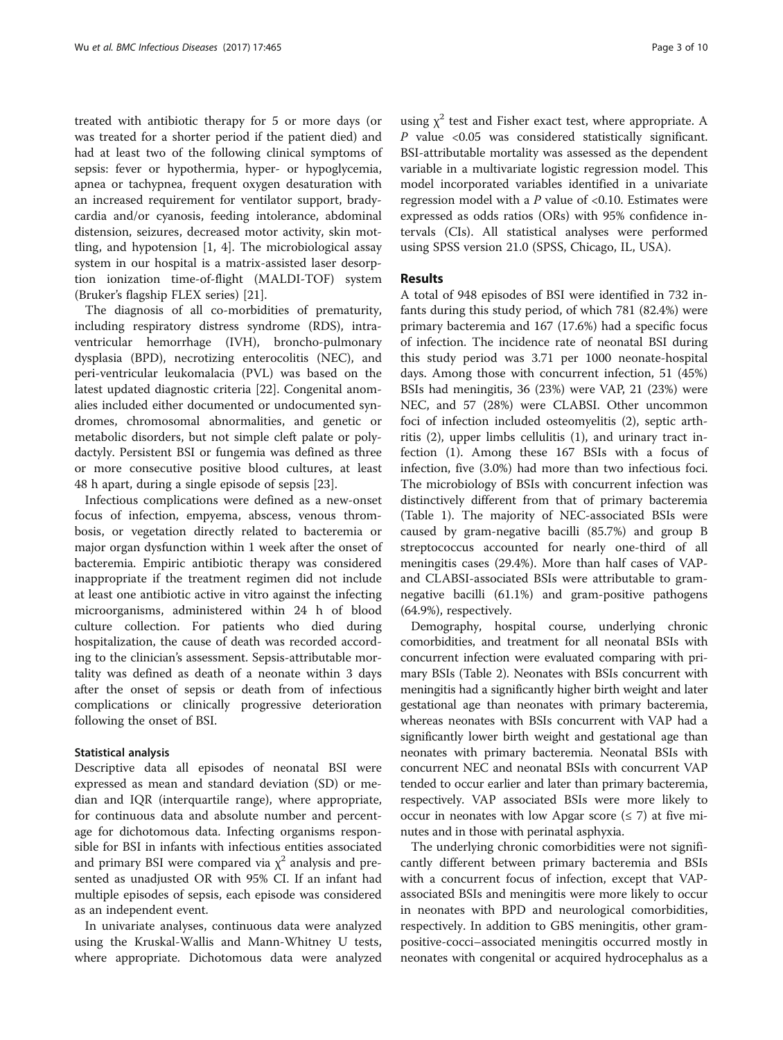treated with antibiotic therapy for 5 or more days (or was treated for a shorter period if the patient died) and had at least two of the following clinical symptoms of sepsis: fever or hypothermia, hyper- or hypoglycemia, apnea or tachypnea, frequent oxygen desaturation with an increased requirement for ventilator support, bradycardia and/or cyanosis, feeding intolerance, abdominal distension, seizures, decreased motor activity, skin mottling, and hypotension [1, 4]. The microbiological assay system in our hospital is a matrix-assisted laser desorption ionization time-of-flight (MALDI-TOF) system (Bruker's flagship FLEX series) [21].

The diagnosis of all co-morbidities of prematurity, including respiratory distress syndrome (RDS), intraventricular hemorrhage (IVH), broncho-pulmonary dysplasia (BPD), necrotizing enterocolitis (NEC), and peri-ventricular leukomalacia (PVL) was based on the latest updated diagnostic criteria [22]. Congenital anomalies included either documented or undocumented syndromes, chromosomal abnormalities, and genetic or metabolic disorders, but not simple cleft palate or polydactyly. Persistent BSI or fungemia was defined as three or more consecutive positive blood cultures, at least 48 h apart, during a single episode of sepsis [23].

Infectious complications were defined as a new-onset focus of infection, empyema, abscess, venous thrombosis, or vegetation directly related to bacteremia or major organ dysfunction within 1 week after the onset of bacteremia. Empiric antibiotic therapy was considered inappropriate if the treatment regimen did not include at least one antibiotic active in vitro against the infecting microorganisms, administered within 24 h of blood culture collection. For patients who died during hospitalization, the cause of death was recorded according to the clinician's assessment. Sepsis-attributable mortality was defined as death of a neonate within 3 days after the onset of sepsis or death from of infectious complications or clinically progressive deterioration following the onset of BSI.

### Statistical analysis

Descriptive data all episodes of neonatal BSI were expressed as mean and standard deviation (SD) or median and IQR (interquartile range), where appropriate, for continuous data and absolute number and percentage for dichotomous data. Infecting organisms responsible for BSI in infants with infectious entities associated and primary BSI were compared via $\chi^2$ analysis and presented as unadjusted OR with 95% CI. If an infant had multiple episodes of sepsis, each episode was considered as an independent event.

In univariate analyses, continuous data were analyzed using the Kruskal-Wallis and Mann-Whitney U tests, where appropriate. Dichotomous data were analyzed using $\chi^2$ test and Fisher exact test, where appropriate. A $P$ value $<0.05$ was considered statistically significant. BSI-attributable mortality was assessed as the dependent variable in a multivariate logistic regression model. This model incorporated variables identified in a univariate regression model with a $P$ value of $<0.10$. Estimates were expressed as odds ratios (ORs) with 95% confidence intervals (CIs). All statistical analyses were performed using SPSS version 21.0 (SPSS, Chicago, IL, USA).

## Results

A total of 948 episodes of BSI were identified in 732 infants during this study period, of which 781 (82.4%) were primary bacteremia and 167 (17.6%) had a specific focus of infection. The incidence rate of neonatal BSI during this study period was 3.71 per 1000 neonate-hospital days. Among those with concurrent infection, 51 (45%) BSIs had meningitis, 36 (23%) were VAP, 21 (23%) were NEC, and 57 (28%) were CLABSI. Other uncommon foci of infection included osteomyelitis (2), septic arthritis (2), upper limbs cellulitis (1), and urinary tract infection (1). Among these 167 BSIs with a focus of infection, five (3.0%) had more than two infectious foci. The microbiology of BSIs with concurrent infection was distinctively different from that of primary bacteremia (Table 1). The majority of NEC-associated BSIs were caused by gram-negative bacilli (85.7%) and group B streptococcus accounted for nearly one-third of all meningitis cases (29.4%). More than half cases of VAP- and CLABSI-associated BSIs were attributable to gram-negative bacilli (61.1%) and gram-positive pathogens (64.9%), respectively.

Demography, hospital course, underlying chronic comorbidities, and treatment for all neonatal BSIs with concurrent infection were evaluated comparing with primary BSIs (Table 2). Neonates with BSIs concurrent with meningitis had a significantly higher birth weight and later gestational age than neonates with primary bacteremia, whereas neonates with BSIs concurrent with VAP had a significantly lower birth weight and gestational age than neonates with primary bacteremia. Neonatal BSIs with concurrent NEC and neonatal BSIs with concurrent VAP tended to occur earlier and later than primary bacteremia, respectively. VAP associated BSIs were more likely to occur in neonates with low Apgar score ($\leq 7$) at five minutes and in those with perinatal asphyxia.

The underlying chronic comorbidities were not significantly different between primary bacteremia and BSIs with a concurrent focus of infection, except that VAP-associated BSIs and meningitis were more likely to occur in neonates with BPD and neurological comorbidities, respectively. In addition to GBS meningitis, other gram-positive-cocci–associated meningitis occurred mostly in neonates with congenital or acquired hydrocephalus as a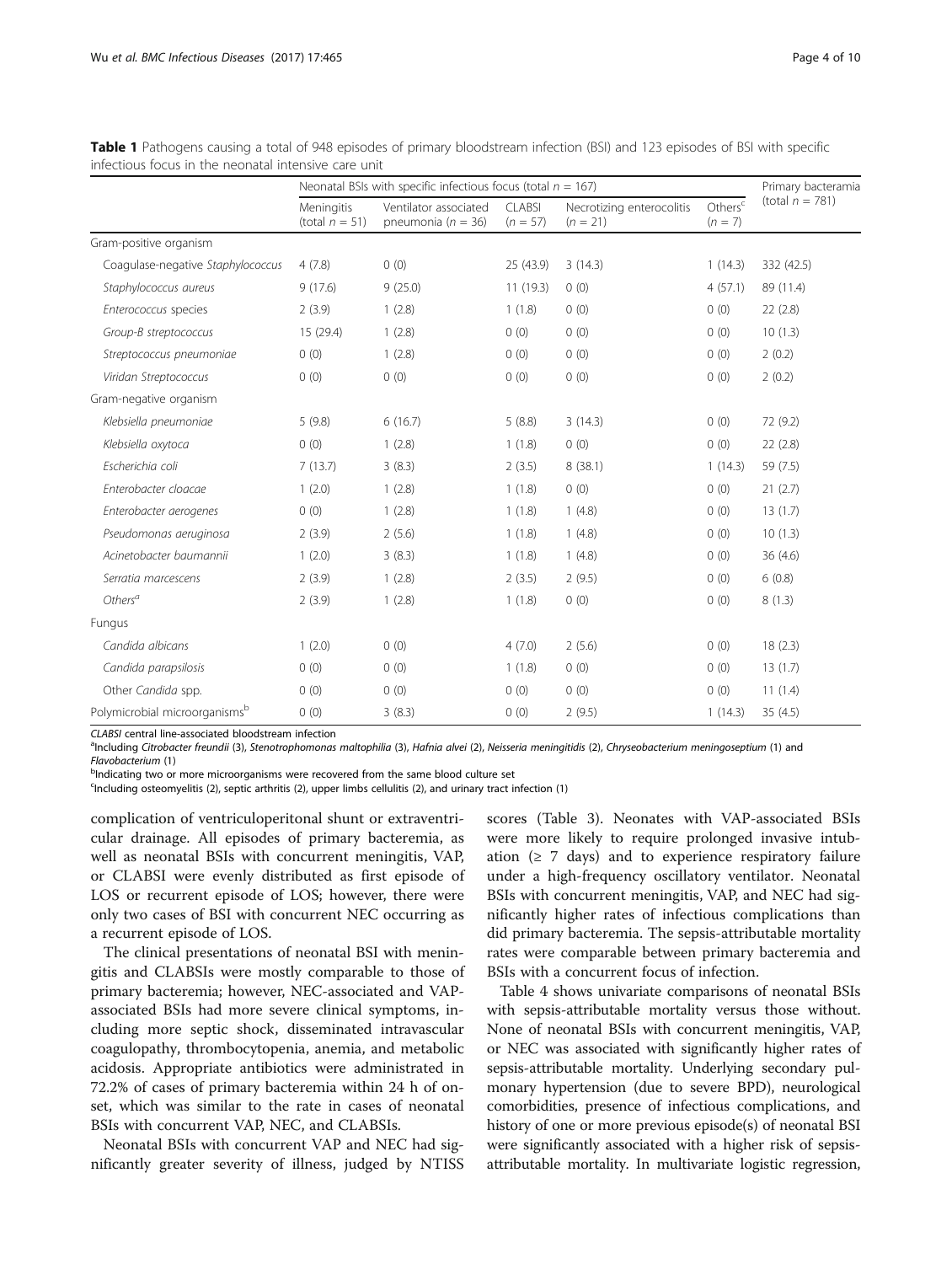**Table 1** Pathogens causing a total of 948 episodes of primary bloodstream infection (BSI) and 123 episodes of BSI with specific infectious focus in the neonatal intensive care unit

| | Neonatal BSIs with specific infectious focus (total $n$ = 167) | | | | | Primary bacteramia (total $n$ = 781) |
|---|---|---|---|---|---|---|
| | Meningitis (total $n$ = 51) | Ventilator associated pneumonia ($n$ = 36) | CLABSI ($n$ = 57) | Necrotizing enterocolitis ($n$ = 21) | Others[c] ($n$ = 7) | |
| Gram-positive organism | | | | | | |
| *Coagulase-negative Staphylococcus* | 4 (7.8) | 0 (0) | 25 (43.9) | 3 (14.3) | 1 (14.3) | 332 (42.5) |
| *Staphylococcus aureus* | 9 (17.6) | 9 (25.0) | 11 (19.3) | 0 (0) | 4 (57.1) | 89 (11.4) |
| *Enterococcus* species | 2 (3.9) | 1 (2.8) | 1 (1.8) | 0 (0) | 0 (0) | 22 (2.8) |
| *Group-B streptococcus* | 15 (29.4) | 1 (2.8) | 0 (0) | 0 (0) | 0 (0) | 10 (1.3) |
| *Streptococcus pneumoniae* | 0 (0) | 1 (2.8) | 0 (0) | 0 (0) | 0 (0) | 2 (0.2) |
| *Viridan Streptococcus* | 0 (0) | 0 (0) | 0 (0) | 0 (0) | 0 (0) | 2 (0.2) |
| Gram-negative organism | | | | | | |
| *Klebsiella pneumoniae* | 5 (9.8) | 6 (16.7) | 5 (8.8) | 3 (14.3) | 0 (0) | 72 (9.2) |
| *Klebsiella oxytoca* | 0 (0) | 1 (2.8) | 1 (1.8) | 0 (0) | 0 (0) | 22 (2.8) |
| *Escherichia coli* | 7 (13.7) | 3 (8.3) | 2 (3.5) | 8 (38.1) | 1 (14.3) | 59 (7.5) |
| *Enterobacter cloacae* | 1 (2.0) | 1 (2.8) | 1 (1.8) | 0 (0) | 0 (0) | 21 (2.7) |
| *Enterobacter aerogenes* | 0 (0) | 1 (2.8) | 1 (1.8) | 1 (4.8) | 0 (0) | 13 (1.7) |
| *Pseudomonas aeruginosa* | 2 (3.9) | 2 (5.6) | 1 (1.8) | 1 (4.8) | 0 (0) | 10 (1.3) |
| *Acinetobacter baumannii* | 1 (2.0) | 3 (8.3) | 1 (1.8) | 1 (4.8) | 0 (0) | 36 (4.6) |
| *Serratia marcescens* | 2 (3.9) | 1 (2.8) | 2 (3.5) | 2 (9.5) | 0 (0) | 6 (0.8) |
| *Others*[a] | 2 (3.9) | 1 (2.8) | 1 (1.8) | 0 (0) | 0 (0) | 8 (1.3) |
| Fungus | | | | | | |
| *Candida albicans* | 1 (2.0) | 0 (0) | 4 (7.0) | 2 (5.6) | 0 (0) | 18 (2.3) |
| *Candida parapsilosis* | 0 (0) | 0 (0) | 1 (1.8) | 0 (0) | 0 (0) | 13 (1.7) |
| Other *Candida* spp. | 0 (0) | 0 (0) | 0 (0) | 0 (0) | 0 (0) | 11 (1.4) |
| Polymicrobial microorganisms[b] | 0 (0) | 3 (8.3) | 0 (0) | 2 (9.5) | 1 (14.3) | 35 (4.5) |

*CLABSI* central line-associated bloodstream infection
[a]Including *Citrobacter freundii* (3), *Stenotrophomonas maltophilia* (3), *Hafnia alvei* (2), *Neisseria meningitidis* (2), *Chryseobacterium meningoseptium* (1) and *Flavobacterium* (1)
[b]Indicating two or more microorganisms were recovered from the same blood culture set
[c]Including osteomyelitis (2), septic arthritis (2), upper limbs cellulitis (2), and urinary tract infection (1)

complication of ventriculoperitonal shunt or extraventricular drainage. All episodes of primary bacteremia, as well as neonatal BSIs with concurrent meningitis, VAP, or CLABSI were evenly distributed as first episode of LOS or recurrent episode of LOS; however, there were only two cases of BSI with concurrent NEC occurring as a recurrent episode of LOS.

The clinical presentations of neonatal BSI with meningitis and CLABSIs were mostly comparable to those of primary bacteremia; however, NEC-associated and VAP-associated BSIs had more severe clinical symptoms, including more septic shock, disseminated intravascular coagulopathy, thrombocytopenia, anemia, and metabolic acidosis. Appropriate antibiotics were administrated in 72.2% of cases of primary bacteremia within 24 h of onset, which was similar to the rate in cases of neonatal BSIs with concurrent VAP, NEC, and CLABSIs.

Neonatal BSIs with concurrent VAP and NEC had significantly greater severity of illness, judged by NTISS scores (Table 3). Neonates with VAP-associated BSIs were more likely to require prolonged invasive intubation (≥ 7 days) and to experience respiratory failure under a high-frequency oscillatory ventilator. Neonatal BSIs with concurrent meningitis, VAP, and NEC had significantly higher rates of infectious complications than did primary bacteremia. The sepsis-attributable mortality rates were comparable between primary bacteremia and BSIs with a concurrent focus of infection.

Table 4 shows univariate comparisons of neonatal BSIs with sepsis-attributable mortality versus those without. None of neonatal BSIs with concurrent meningitis, VAP, or NEC was associated with significantly higher rates of sepsis-attributable mortality. Underlying secondary pulmonary hypertension (due to severe BPD), neurological comorbidities, presence of infectious complications, and history of one or more previous episode(s) of neonatal BSI were significantly associated with a higher risk of sepsis-attributable mortality. In multivariate logistic regression,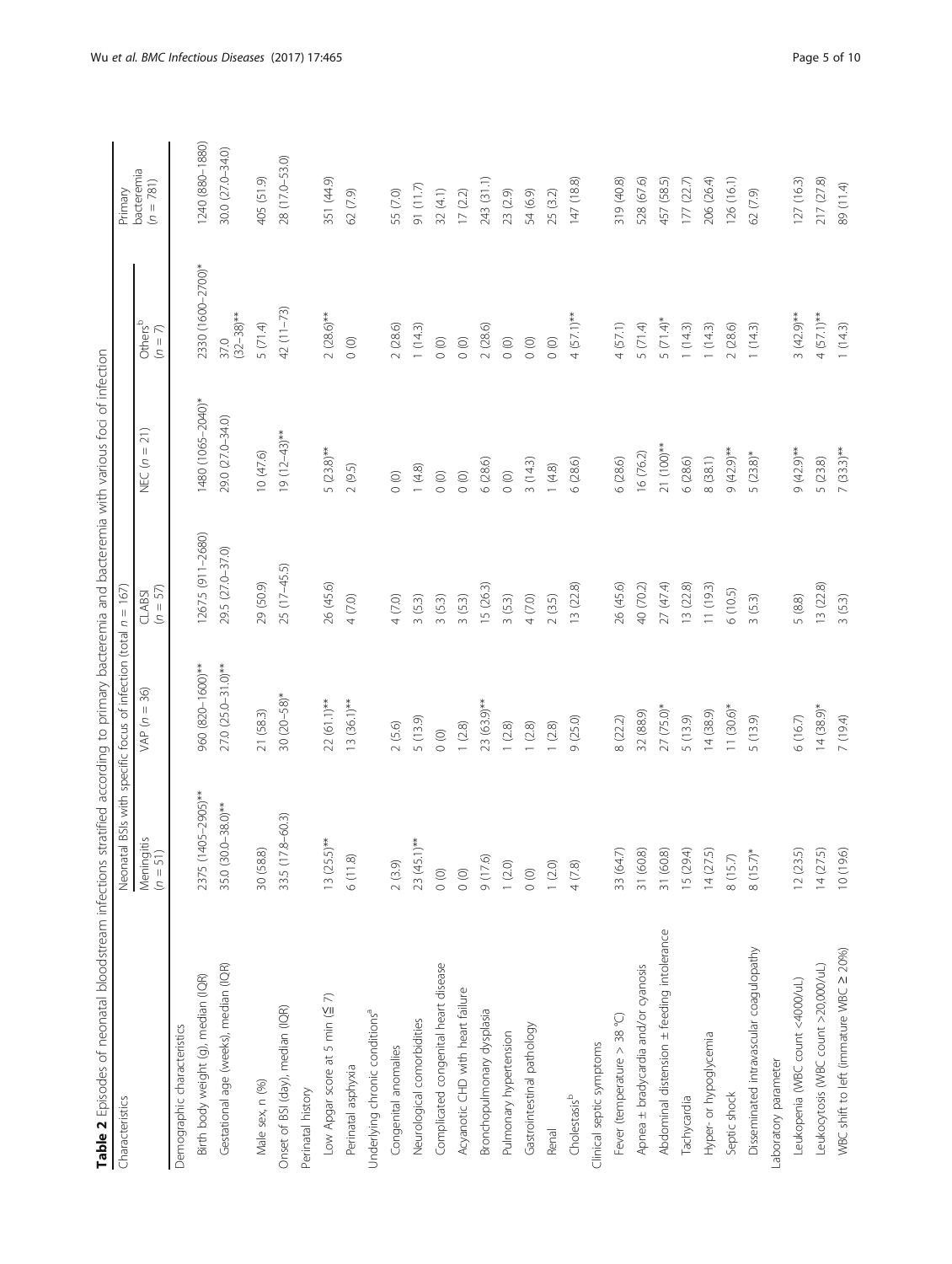**Table 2** Episodes of neonatal bloodstream infections stratified according to primary bacteremia and bacteremia with various foci of infection

| Characteristics | Neonatal BSIs with specific focus of infection (total n = 167) | | | | | Primary bacteremia (n = 781) |
|---|---|---|---|---|---|---|
| | Meningitis (n = 51) | VAP (n = 36) | CLABSI (n = 57) | NEC (n = 21) | Others[b] (n = 7) | |
| Demographic characteristics | | | | | | |
| Birth body weight (g), median (IQR) | 2375 (1405–2905)** | 960 (820–1600)** | 1267.5 (911–2680) | 1480 (1065–2040)* | 2330 (1600–2700)* | 1240 (880–1880) |
| Gestational age (weeks), median (IQR) | 35.0 (30.0–38.0)** | 27.0 (25.0–31.0)** | 29.5 (27.0–37.0) | 29.0 (27.0–34.0) | 37.0 (32–38)** | 30.0 (27.0–34.0) |
| Male sex, n (%) | 30 (58.8) | 21 (58.3) | 29 (50.9) | 10 (47.6) | 5 (71.4) | 405 (51.9) |
| Onset of BSI (day), median (IQR) | 33.5 (17.8–60.3) | 30 (20–58)* | 25 (17–45.5) | 19 (12–43)** | 42 (11–73) | 28 (17.0–53.0) |
| Perinatal history | | | | | | |
| Low Apgar score at 5 min (≦ 7) | 13 (25.5)** | 22 (61.1)** | 26 (45.6) | 5 (23.8)** | 2 (28.6)** | 351 (44.9) |
| Perinatal asphyxia | 6 (11.8) | 13 (36.1)** | 4 (7.0) | 2 (9.5) | 0 (0) | 62 (7.9) |
| Underlying chronic conditions[a] | | | | | | |
| Congenital anomalies | 2 (3.9) | 2 (5.6) | 4 (7.0) | 0 (0) | 2 (28.6) | 55 (7.0) |
| Neurological comorbidities | 23 (45.1)** | 5 (13.9) | 3 (5.3) | 1 (4.8) | 1 (14.3) | 91 (11.7) |
| Complicated congenital heart disease | 0 (0) | 0 (0) | 3 (5.3) | 0 (0) | 0 (0) | 32 (4.1) |
| Acyanotic CHD with heart failure | 0 (0) | 1 (2.8) | 3 (5.3) | 0 (0) | 0 (0) | 17 (2.2) |
| Bronchopulmonary dysplasia | 9 (17.6) | 23 (63.9)** | 15 (26.3) | 6 (28.6) | 2 (28.6) | 243 (31.1) |
| Pulmonary hypertension | 1 (2.0) | 1 (2.8) | 3 (5.3) | 0 (0) | 0 (0) | 23 (2.9) |
| Gastrointestinal pathology | 0 (0) | 1 (2.8) | 4 (7.0) | 3 (14.3) | 0 (0) | 54 (6.9) |
| Renal | 1 (2.0) | 1 (2.8) | 2 (3.5) | 1 (4.8) | 0 (0) | 25 (3.2) |
| Cholestasis[b] | 4 (7.8) | 9 (25.0) | 13 (22.8) | 6 (28.6) | 4 (57.1)** | 147 (18.8) |
| Clinical septic symptoms | | | | | | |
| Fever (temperature > 38 °C) | 33 (64.7) | 8 (22.2) | 26 (45.6) | 6 (28.6) | 4 (57.1) | 319 (40.8) |
| Apnea ± bradycardia and/or cyanosis | 31 (60.8) | 32 (88.9) | 40 (70.2) | 16 (76.2) | 5 (71.4) | 528 (67.6) |
| Abdominal distension ± feeding intolerance | 31 (60.8) | 27 (75.0)* | 27 (47.4) | 21 (100)** | 5 (71.4)* | 457 (58.5) |
| Tachycardia | 15 (29.4) | 5 (13.9) | 13 (22.8) | 6 (28.6) | 1 (14.3) | 177 (22.7) |
| Hyper- or hypoglycemia | 14 (27.5) | 14 (38.9) | 11 (19.3) | 8 (38.1) | 1 (14.3) | 206 (26.4) |
| Septic shock | 8 (15.7) | 11 (30.6)* | 6 (10.5) | 9 (42.9)** | 2 (28.6) | 126 (16.1) |
| Disseminated intravascular coagulopathy | 8 (15.7)* | 5 (13.9) | 3 (5.3) | 5 (23.8)* | 1 (14.3) | 62 (7.9) |
| Laboratory parameter | | | | | | |
| Leukopenia (WBC count <4000/uL) | 12 (23.5) | 6 (16.7) | 5 (8.8) | 9 (42.9)** | 3 (42.9)** | 127 (16.3) |
| Leukocytosis (WBC count >20,000/uL) | 14 (27.5) | 14 (38.9)* | 13 (22.8) | 5 (23.8) | 4 (57.1)** | 217 (27.8) |
| WBC shift to left (immature WBC ≥ 20%) | 10 (19.6) | 7 (19.4) | 3 (5.3) | 7 (33.3)** | 1 (14.3) | 89 (11.4) |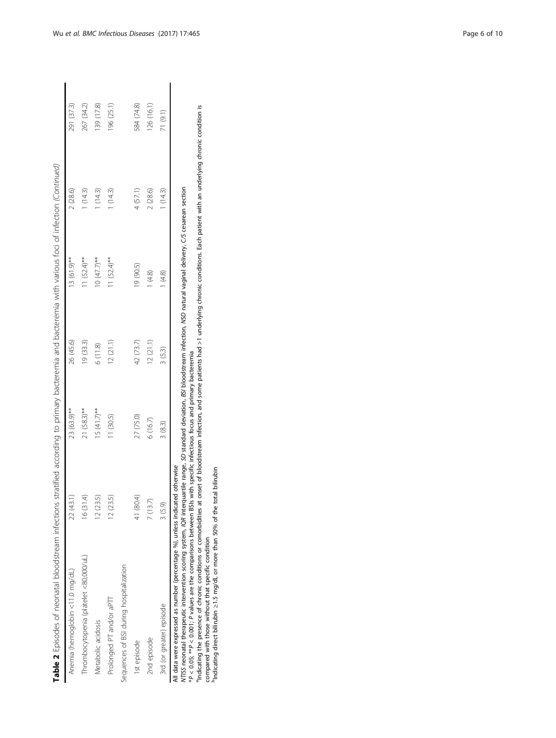**Table 2** Episodes of neonatal bloodstream infections stratified according to primary bacteremia and bacteremia with various foci of infection (*Continued*)

| | | | | | | |
|---|---|---|---|---|---|---|
| Anemia (hemoglobin <11.0 mg/dL) | 22 (43.1) | 23 (63.9)** | 26 (45.6) | 13 (61.9)** | 2 (28.6) | 291 (37.3) |
| Thrombocytopenia (platelet <80,000/uL) | 16 (31.4) | 21 (58.3)** | 19 (33.3) | 11 (52.4)** | 1 (14.3) | 267 (34.2) |
| Metabolic acidosis | 12 (23.5) | 15 (41.7)** | 6 (11.8) | 10 (47.7)** | 1 (14.3) | 139 (17.8) |
| Prolonged PT and/or aPTT | 12 (23.5) | 11 (30.5) | 12 (21.1) | 11 (52.4)** | 1 (14.3) | 196 (25.1) |
| Sequences of BSI during hospitalization | | | | | | |
| 1st episode | 41 (80.4) | 27 (75.0) | 42 (73.7) | 19 (90.5) | 4 (57.1) | 584 (74.8) |
| 2nd episode | 7 (13.7) | 6 (16.7) | 12 (21.1) | 1 (4.8) | 2 (28.6) | 126 (16.1) |
| 3rd (or greater) episode | 3 (5.9) | 3 (8.3) | 3 (5.3) | 1 (4.8) | 1 (14.3) | 71 (9.1) |

All data were expressed as number (percentage %), unless indicated otherwise

*NTISS* neonatal therapeutic intervention scoring system, *IQR* interquartile range, *SD* standard deviation, *BSI* bloodstream infection, *NSD* natural vaginal delivery, *C/S* cesarean section

*$P < 0.05$; **$P < 0.001$; *P* values are the comparisons between BSIs with specific infectious focus and primary bacteremia

[a]Indicating the presence of chronic conditions or comorbidities at onset of bloodstream infection, and some patients had >1 underlying chronic conditions. Each patient with an underlying chronic condition is compared with those without that specific condition

[b]Indicating direct bilirubin ≥1.5 mg/dL or more than 50% of the total bilirubin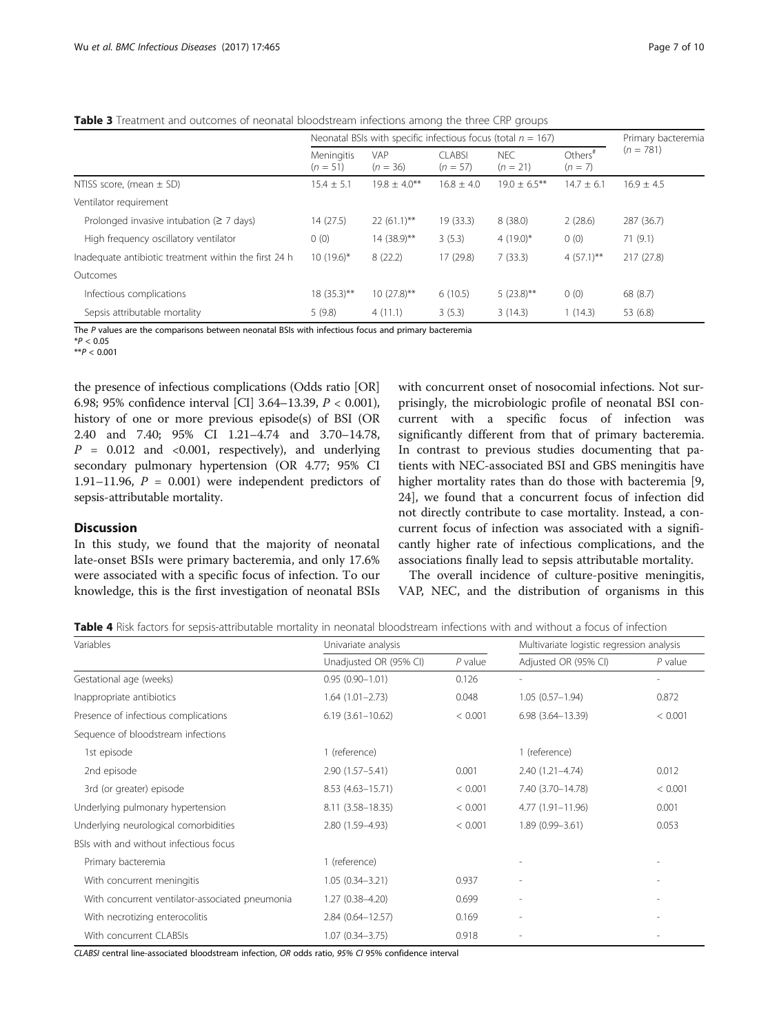**Table 3** Treatment and outcomes of neonatal bloodstream infections among the three CRP groups

| | Neonatal BSIs with specific infectious focus (total $n$ = 167) | | | | | Primary bacteremia |
|---|---|---|---|---|---|---|
| | Meningitis ($n$ = 51) | VAP ($n$ = 36) | CLABSI ($n$ = 57) | NEC ($n$ = 21) | Others[#] ($n$ = 7) | ($n$ = 781) |
| NTISS score, (mean ± SD) | 15.4 ± 5.1 | 19.8 ± 4.0** | 16.8 ± 4.0 | 19.0 ± 6.5** | 14.7 ± 6.1 | 16.9 ± 4.5 |
| Ventilator requirement | | | | | | |
| Prolonged invasive intubation (≥ 7 days) | 14 (27.5) | 22 (61.1)** | 19 (33.3) | 8 (38.0) | 2 (28.6) | 287 (36.7) |
| High frequency oscillatory ventilator | 0 (0) | 14 (38.9)** | 3 (5.3) | 4 (19.0)* | 0 (0) | 71 (9.1) |
| Inadequate antibiotic treatment within the first 24 h | 10 (19.6)* | 8 (22.2) | 17 (29.8) | 7 (33.3) | 4 (57.1)** | 217 (27.8) |
| Outcomes | | | | | | |
| Infectious complications | 18 (35.3)** | 10 (27.8)** | 6 (10.5) | 5 (23.8)** | 0 (0) | 68 (8.7) |
| Sepsis attributable mortality | 5 (9.8) | 4 (11.1) | 3 (5.3) | 3 (14.3) | 1 (14.3) | 53 (6.8) |

The $P$ values are the comparisons between neonatal BSIs with infectious focus and primary bacteremia
*$P < 0.05$
**$P < 0.001$

the presence of infectious complications (Odds ratio [OR] 6.98; 95% confidence interval [CI] 3.64–13.39, $P < 0.001$), history of one or more previous episode(s) of BSI (OR 2.40 and 7.40; 95% CI 1.21–4.74 and 3.70–14.78, $P$ = 0.012 and <0.001, respectively), and underlying secondary pulmonary hypertension (OR 4.77; 95% CI 1.91–11.96, $P$ = 0.001) were independent predictors of sepsis-attributable mortality.

## Discussion

In this study, we found that the majority of neonatal late-onset BSIs were primary bacteremia, and only 17.6% were associated with a specific focus of infection. To our knowledge, this is the first investigation of neonatal BSIs with concurrent onset of nosocomial infections. Not surprisingly, the microbiologic profile of neonatal BSI concurrent with a specific focus of infection was significantly different from that of primary bacteremia. In contrast to previous studies documenting that patients with NEC-associated BSI and GBS meningitis have higher mortality rates than do those with bacteremia [9, 24], we found that a concurrent focus of infection did not directly contribute to case mortality. Instead, a concurrent focus of infection was associated with a significantly higher rate of infectious complications, and the associations finally lead to sepsis attributable mortality.

The overall incidence of culture-positive meningitis, VAP, NEC, and the distribution of organisms in this

**Table 4** Risk factors for sepsis-attributable mortality in neonatal bloodstream infections with and without a focus of infection

| Variables | Univariate analysis | | Multivariate logistic regression analysis | |
|---|---|---|---|---|
| | Unadjusted OR (95% CI) | $P$ value | Adjusted OR (95% CI) | $P$ value |
| Gestational age (weeks) | 0.95 (0.90–1.01) | 0.126 | - | - |
| Inappropriate antibiotics | 1.64 (1.01–2.73) | 0.048 | 1.05 (0.57–1.94) | 0.872 |
| Presence of infectious complications | 6.19 (3.61–10.62) | < 0.001 | 6.98 (3.64–13.39) | < 0.001 |
| Sequence of bloodstream infections | | | | |
| 1st episode | 1 (reference) | | 1 (reference) | |
| 2nd episode | 2.90 (1.57–5.41) | 0.001 | 2.40 (1.21–4.74) | 0.012 |
| 3rd (or greater) episode | 8.53 (4.63–15.71) | < 0.001 | 7.40 (3.70–14.78) | < 0.001 |
| Underlying pulmonary hypertension | 8.11 (3.58–18.35) | < 0.001 | 4.77 (1.91–11.96) | 0.001 |
| Underlying neurological comorbidities | 2.80 (1.59–4.93) | < 0.001 | 1.89 (0.99–3.61) | 0.053 |
| BSIs with and without infectious focus | | | | |
| Primary bacteremia | 1 (reference) | | - | - |
| With concurrent meningitis | 1.05 (0.34–3.21) | 0.937 | - | - |
| With concurrent ventilator-associated pneumonia | 1.27 (0.38–4.20) | 0.699 | - | - |
| With necrotizing enterocolitis | 2.84 (0.64–12.57) | 0.169 | - | - |
| With concurrent CLABSIs | 1.07 (0.34–3.75) | 0.918 | - | - |

*CLABSI* central line-associated bloodstream infection, *OR* odds ratio, *95% CI* 95% confidence interval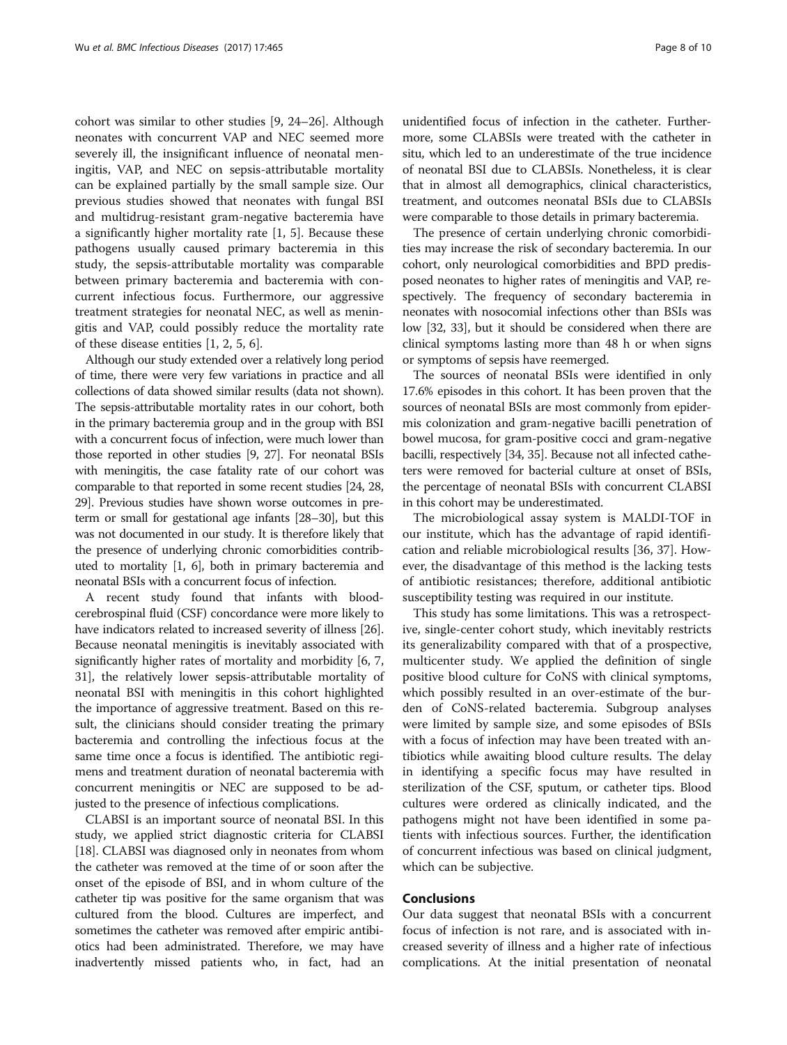cohort was similar to other studies [9, 24–26]. Although neonates with concurrent VAP and NEC seemed more severely ill, the insignificant influence of neonatal meningitis, VAP, and NEC on sepsis-attributable mortality can be explained partially by the small sample size. Our previous studies showed that neonates with fungal BSI and multidrug-resistant gram-negative bacteremia have a significantly higher mortality rate [1, 5]. Because these pathogens usually caused primary bacteremia in this study, the sepsis-attributable mortality was comparable between primary bacteremia and bacteremia with concurrent infectious focus. Furthermore, our aggressive treatment strategies for neonatal NEC, as well as meningitis and VAP, could possibly reduce the mortality rate of these disease entities [1, 2, 5, 6].

Although our study extended over a relatively long period of time, there were very few variations in practice and all collections of data showed similar results (data not shown). The sepsis-attributable mortality rates in our cohort, both in the primary bacteremia group and in the group with BSI with a concurrent focus of infection, were much lower than those reported in other studies [9, 27]. For neonatal BSIs with meningitis, the case fatality rate of our cohort was comparable to that reported in some recent studies [24, 28, 29]. Previous studies have shown worse outcomes in preterm or small for gestational age infants [28–30], but this was not documented in our study. It is therefore likely that the presence of underlying chronic comorbidities contributed to mortality [1, 6], both in primary bacteremia and neonatal BSIs with a concurrent focus of infection.

A recent study found that infants with blood-cerebrospinal fluid (CSF) concordance were more likely to have indicators related to increased severity of illness [26]. Because neonatal meningitis is inevitably associated with significantly higher rates of mortality and morbidity [6, 7, 31], the relatively lower sepsis-attributable mortality of neonatal BSI with meningitis in this cohort highlighted the importance of aggressive treatment. Based on this result, the clinicians should consider treating the primary bacteremia and controlling the infectious focus at the same time once a focus is identified. The antibiotic regimens and treatment duration of neonatal bacteremia with concurrent meningitis or NEC are supposed to be adjusted to the presence of infectious complications.

CLABSI is an important source of neonatal BSI. In this study, we applied strict diagnostic criteria for CLABSI [18]. CLABSI was diagnosed only in neonates from whom the catheter was removed at the time of or soon after the onset of the episode of BSI, and in whom culture of the catheter tip was positive for the same organism that was cultured from the blood. Cultures are imperfect, and sometimes the catheter was removed after empiric antibiotics had been administrated. Therefore, we may have inadvertently missed patients who, in fact, had an unidentified focus of infection in the catheter. Furthermore, some CLABSIs were treated with the catheter in situ, which led to an underestimate of the true incidence of neonatal BSI due to CLABSIs. Nonetheless, it is clear that in almost all demographics, clinical characteristics, treatment, and outcomes neonatal BSIs due to CLABSIs were comparable to those details in primary bacteremia.

The presence of certain underlying chronic comorbidities may increase the risk of secondary bacteremia. In our cohort, only neurological comorbidities and BPD predisposed neonates to higher rates of meningitis and VAP, respectively. The frequency of secondary bacteremia in neonates with nosocomial infections other than BSIs was low [32, 33], but it should be considered when there are clinical symptoms lasting more than 48 h or when signs or symptoms of sepsis have reemerged.

The sources of neonatal BSIs were identified in only 17.6% episodes in this cohort. It has been proven that the sources of neonatal BSIs are most commonly from epidermis colonization and gram-negative bacilli penetration of bowel mucosa, for gram-positive cocci and gram-negative bacilli, respectively [34, 35]. Because not all infected catheters were removed for bacterial culture at onset of BSIs, the percentage of neonatal BSIs with concurrent CLABSI in this cohort may be underestimated.

The microbiological assay system is MALDI-TOF in our institute, which has the advantage of rapid identification and reliable microbiological results [36, 37]. However, the disadvantage of this method is the lacking tests of antibiotic resistances; therefore, additional antibiotic susceptibility testing was required in our institute.

This study has some limitations. This was a retrospective, single-center cohort study, which inevitably restricts its generalizability compared with that of a prospective, multicenter study. We applied the definition of single positive blood culture for CoNS with clinical symptoms, which possibly resulted in an over-estimate of the burden of CoNS-related bacteremia. Subgroup analyses were limited by sample size, and some episodes of BSIs with a focus of infection may have been treated with antibiotics while awaiting blood culture results. The delay in identifying a specific focus may have resulted in sterilization of the CSF, sputum, or catheter tips. Blood cultures were ordered as clinically indicated, and the pathogens might not have been identified in some patients with infectious sources. Further, the identification of concurrent infectious was based on clinical judgment, which can be subjective.

## Conclusions

Our data suggest that neonatal BSIs with a concurrent focus of infection is not rare, and is associated with increased severity of illness and a higher rate of infectious complications. At the initial presentation of neonatal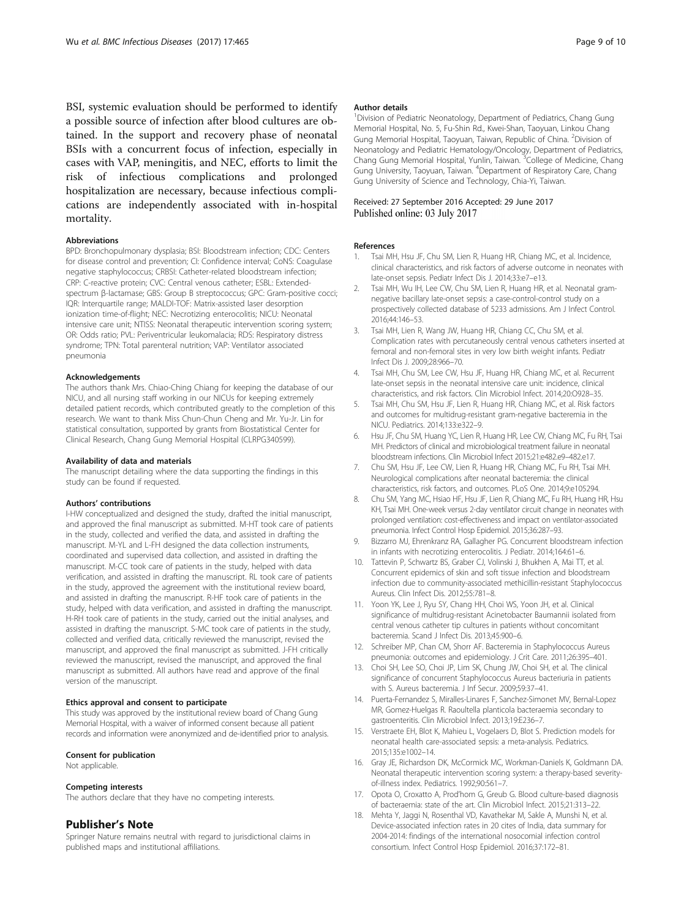BSI, systemic evaluation should be performed to identify a possible source of infection after blood cultures are obtained. In the support and recovery phase of neonatal BSIs with a concurrent focus of infection, especially in cases with VAP, meningitis, and NEC, efforts to limit the risk of infectious complications and prolonged hospitalization are necessary, because infectious complications are independently associated with in-hospital mortality.

#### Abbreviations

BPD: Bronchopulmonary dysplasia; BSI: Bloodstream infection; CDC: Centers for disease control and prevention; CI: Confidence interval; CoNS: Coagulase negative staphylococcus; CRBSI: Catheter-related bloodstream infection; CRP: C-reactive protein; CVC: Central venous catheter; ESBL: Extended-spectrum β-lactamase; GBS: Group B streptococcus; GPC: Gram-positive cocci; IQR: Interquartile range; MALDI-TOF: Matrix-assisted laser desorption ionization time-of-flight; NEC: Necrotizing enterocolitis; NICU: Neonatal intensive care unit; NTISS: Neonatal therapeutic intervention scoring system; OR: Odds ratio; PVL: Periventricular leukomalacia; RDS: Respiratory distress syndrome; TPN: Total parenteral nutrition; VAP: Ventilator associated pneumonia

#### Acknowledgements

The authors thank Mrs. Chiao-Ching Chiang for keeping the database of our NICU, and all nursing staff working in our NICUs for keeping extremely detailed patient records, which contributed greatly to the completion of this research. We want to thank Miss Chun-Chun Cheng and Mr. Yu-Jr. Lin for statistical consultation, supported by grants from Biostatistical Center for Clinical Research, Chang Gung Memorial Hospital (CLRPG340599).

#### Availability of data and materials

The manuscript detailing where the data supporting the findings in this study can be found if requested.

#### Authors' contributions

I-HW conceptualized and designed the study, drafted the initial manuscript, and approved the final manuscript as submitted. M-HT took care of patients in the study, collected and verified the data, and assisted in drafting the manuscript. M-YL and L-FH designed the data collection instruments, coordinated and supervised data collection, and assisted in drafting the manuscript. M-CC took care of patients in the study, helped with data verification, and assisted in drafting the manuscript. RL took care of patients in the study, approved the agreement with the institutional review board, and assisted in drafting the manuscript. R-HF took care of patients in the study, helped with data verification, and assisted in drafting the manuscript. H-RH took care of patients in the study, carried out the initial analyses, and assisted in drafting the manuscript. S-MC took care of patients in the study, collected and verified data, critically reviewed the manuscript, revised the manuscript, and approved the final manuscript as submitted. J-FH critically reviewed the manuscript, revised the manuscript, and approved the final manuscript as submitted. All authors have read and approve of the final version of the manuscript.

#### Ethics approval and consent to participate

This study was approved by the institutional review board of Chang Gung Memorial Hospital, with a waiver of informed consent because all patient records and information were anonymized and de-identified prior to analysis.

#### Consent for publication

Not applicable.

#### Competing interests

The authors declare that they have no competing interests.

## Publisher's Note

Springer Nature remains neutral with regard to jurisdictional claims in published maps and institutional affiliations.

#### Author details

[1]Division of Pediatric Neonatology, Department of Pediatrics, Chang Gung Memorial Hospital, No. 5, Fu-Shin Rd., Kwei-Shan, Taoyuan, Linkou Chang Gung Memorial Hospital, Taoyuan, Taiwan, Republic of China. [2]Division of Neonatology and Pediatric Hematology/Oncology, Department of Pediatrics, Chang Gung Memorial Hospital, Yunlin, Taiwan. [3]College of Medicine, Chang Gung University, Taoyuan, Taiwan. [4]Department of Respiratory Care, Chang Gung University of Science and Technology, Chia-Yi, Taiwan.

Received: 27 September 2016 Accepted: 29 June 2017
Published online: 03 July 2017

#### References

1. Tsai MH, Hsu JF, Chu SM, Lien R, Huang HR, Chiang MC, et al. Incidence, clinical characteristics, and risk factors of adverse outcome in neonates with late-onset sepsis. Pediatr Infect Dis J. 2014;33:e7–e13.
2. Tsai MH, Wu IH, Lee CW, Chu SM, Lien R, Huang HR, et al. Neonatal gram-negative bacillary late-onset sepsis: a case-control-control study on a prospectively collected database of 5233 admissions. Am J Infect Control. 2016;44:146–53.
3. Tsai MH, Lien R, Wang JW, Huang HR, Chiang CC, Chu SM, et al. Complication rates with percutaneously central venous catheters inserted at femoral and non-femoral sites in very low birth weight infants. Pediatr Infect Dis J. 2009;28:966–70.
4. Tsai MH, Chu SM, Lee CW, Hsu JF, Huang HR, Chiang MC, et al. Recurrent late-onset sepsis in the neonatal intensive care unit: incidence, clinical characteristics, and risk factors. Clin Microbiol Infect. 2014;20:O928–35.
5. Tsai MH, Chu SM, Hsu JF, Lien R, Huang HR, Chiang MC, et al. Risk factors and outcomes for multidrug-resistant gram-negative bacteremia in the NICU. Pediatrics. 2014;133:e322–9.
6. Hsu JF, Chu SM, Huang YC, Lien R, Huang HR, Lee CW, Chiang MC, Fu RH, Tsai MH. Predictors of clinical and microbiological treatment failure in neonatal bloodstream infections. Clin Microbiol Infect 2015;21:e482.e9–482.e17.
7. Chu SM, Hsu JF, Lee CW, Lien R, Huang HR, Chiang MC, Fu RH, Tsai MH. Neurological complications after neonatal bacteremia: the clinical characteristics, risk factors, and outcomes. PLoS One. 2014;9:e105294.
8. Chu SM, Yang MC, Hsiao HF, Hsu JF, Lien R, Chiang MC, Fu RH, Huang HR, Hsu KH, Tsai MH. One-week versus 2-day ventilator circuit change in neonates with prolonged ventilation: cost-effectiveness and impact on ventilator-associated pneumonia. Infect Control Hosp Epidemiol. 2015;36:287–93.
9. Bizzarro MJ, Ehrenkranz RA, Gallagher PG. Concurrent bloodstream infection in infants with necrotizing enterocolitis. J Pediatr. 2014;164:61–6.
10. Tattevin P, Schwartz BS, Graber CJ, Volinski J, Bhukhen A, Mai TT, et al. Concurrent epidemics of skin and soft tissue infection and bloodstream infection due to community-associated methicillin-resistant Staphylococcus Aureus. Clin Infect Dis. 2012;55:781–8.
11. Yoon YK, Lee J, Ryu SY, Chang HH, Choi WS, Yoon JH, et al. Clinical significance of multidrug-resistant Acinetobacter Baumannii isolated from central venous catheter tip cultures in patients without concomitant bacteremia. Scand J Infect Dis. 2013;45:900–6.
12. Schreiber MP, Chan CM, Shorr AF. Bacteremia in Staphylococcus Aureus pneumonia: outcomes and epidemiology. J Crit Care. 2011;26:395–401.
13. Choi SH, Lee SO, Choi JP, Lim SK, Chung JW, Choi SH, et al. The clinical significance of concurrent Staphylococcus Aureus bacteriuria in patients with S. Aureus bacteremia. J Inf Secur. 2009;59:37–41.
14. Puerta-Fernandez S, Miralles-Linares F, Sanchez-Simonet MV, Bernal-Lopez MR, Gomez-Huelgas R. Raoultella planticola bacteraemia secondary to gastroenteritis. Clin Microbiol Infect. 2013;19:E236–7.
15. Verstraete EH, Blot K, Mahieu L, Vogelaers D, Blot S. Prediction models for neonatal health care-associated sepsis: a meta-analysis. Pediatrics. 2015;135:e1002–14.
16. Gray JE, Richardson DK, McCormick MC, Workman-Daniels K, Goldmann DA. Neonatal therapeutic intervention scoring system: a therapy-based severity-of-illness index. Pediatrics. 1992;90:561–7.
17. Opota O, Croxatto A, Prod'hom G, Greub G. Blood culture-based diagnosis of bacteraemia: state of the art. Clin Microbiol Infect. 2015;21:313–22.
18. Mehta Y, Jaggi N, Rosenthal VD, Kavathekar M, Sakle A, Munshi N, et al. Device-associated infection rates in 20 cites of India, data summary for 2004-2014: findings of the international nosocomial infection control consortium. Infect Control Hosp Epidemiol. 2016;37:172–81.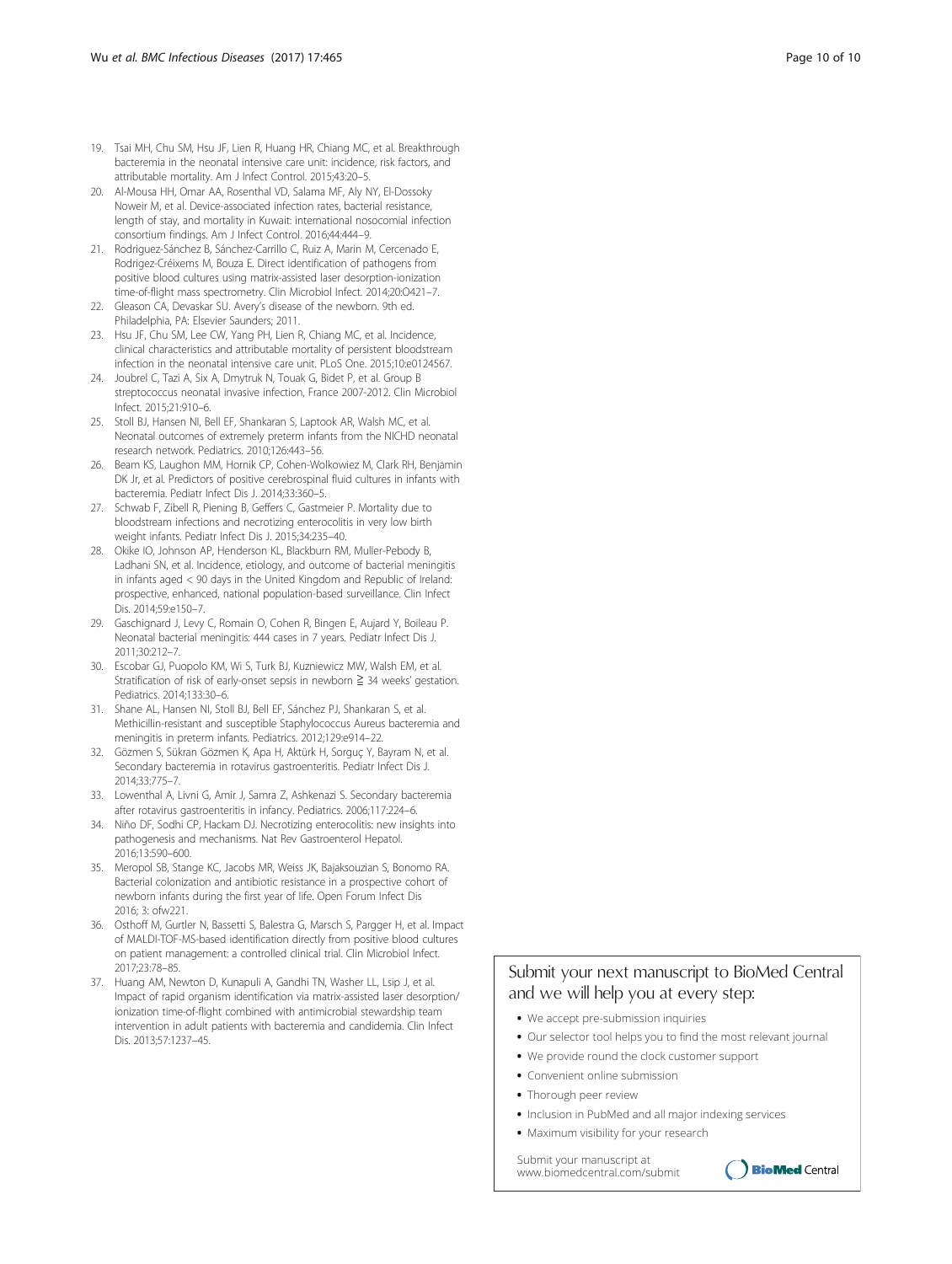19. Tsai MH, Chu SM, Hsu JF, Lien R, Huang HR, Chiang MC, et al. Breakthrough bacteremia in the neonatal intensive care unit: incidence, risk factors, and attributable mortality. Am J Infect Control. 2015;43:20–5.
20. Al-Mousa HH, Omar AA, Rosenthal VD, Salama MF, Aly NY, El-Dossoky Noweir M, et al. Device-associated infection rates, bacterial resistance, length of stay, and mortality in Kuwait: international nosocomial infection consortium findings. Am J Infect Control. 2016;44:444–9.
21. Rodriguez-Sánchez B, Sánchez-Carrillo C, Ruiz A, Marin M, Cercenado E, Rodrigez-Créixems M, Bouza E. Direct identification of pathogens from positive blood cultures using matrix-assisted laser desorption-ionization time-of-flight mass spectrometry. Clin Microbiol Infect. 2014;20:O421–7.
22. Gleason CA, Devaskar SU. Avery's disease of the newborn. 9th ed. Philadelphia, PA: Elsevier Saunders; 2011.
23. Hsu JF, Chu SM, Lee CW, Yang PH, Lien R, Chiang MC, et al. Incidence, clinical characteristics and attributable mortality of persistent bloodstream infection in the neonatal intensive care unit. PLoS One. 2015;10:e0124567.
24. Joubrel C, Tazi A, Six A, Dmytruk N, Touak G, Bidet P, et al. Group B streptococcus neonatal invasive infection, France 2007-2012. Clin Microbiol Infect. 2015;21:910–6.
25. Stoll BJ, Hansen NI, Bell EF, Shankaran S, Laptook AR, Walsh MC, et al. Neonatal outcomes of extremely preterm infants from the NICHD neonatal research network. Pediatrics. 2010;126:443–56.
26. Beam KS, Laughon MM, Hornik CP, Cohen-Wolkowiez M, Clark RH, Benjamin DK Jr, et al. Predictors of positive cerebrospinal fluid cultures in infants with bacteremia. Pediatr Infect Dis J. 2014;33:360–5.
27. Schwab F, Zibell R, Piening B, Geffers C, Gastmeier P. Mortality due to bloodstream infections and necrotizing enterocolitis in very low birth weight infants. Pediatr Infect Dis J. 2015;34:235–40.
28. Okike IO, Johnson AP, Henderson KL, Blackburn RM, Muller-Pebody B, Ladhani SN, et al. Incidence, etiology, and outcome of bacterial meningitis in infants aged < 90 days in the United Kingdom and Republic of Ireland: prospective, enhanced, national population-based surveillance. Clin Infect Dis. 2014;59:e150–7.
29. Gaschignard J, Levy C, Romain O, Cohen R, Bingen E, Aujard Y, Boileau P. Neonatal bacterial meningitis: 444 cases in 7 years. Pediatr Infect Dis J. 2011;30:212–7.
30. Escobar GJ, Puopolo KM, Wi S, Turk BJ, Kuzniewicz MW, Walsh EM, et al. Stratification of risk of early-onset sepsis in newborn ≧ 34 weeks' gestation. Pediatrics. 2014;133:30–6.
31. Shane AL, Hansen NI, Stoll BJ, Bell EF, Sánchez PJ, Shankaran S, et al. Methicillin-resistant and susceptible Staphylococcus Aureus bacteremia and meningitis in preterm infants. Pediatrics. 2012;129:e914–22.
32. Gözmen S, Sükran Gözmen K, Apa H, Aktürk H, Sorguç Y, Bayram N, et al. Secondary bacteremia in rotavirus gastroenteritis. Pediatr Infect Dis J. 2014;33:775–7.
33. Lowenthal A, Livni G, Amir J, Samra Z, Ashkenazi S. Secondary bacteremia after rotavirus gastroenteritis in infancy. Pediatrics. 2006;117:224–6.
34. Niño DF, Sodhi CP, Hackam DJ. Necrotizing enterocolitis: new insights into pathogenesis and mechanisms. Nat Rev Gastroenterol Hepatol. 2016;13:590–600.
35. Meropol SB, Stange KC, Jacobs MR, Weiss JK, Bajaksouzian S, Bonomo RA. Bacterial colonization and antibiotic resistance in a prospective cohort of newborn infants during the first year of life. Open Forum Infect Dis 2016; 3: ofw221.
36. Osthoff M, Gurtler N, Bassetti S, Balestra G, Marsch S, Pargger H, et al. Impact of MALDI-TOF-MS-based identification directly from positive blood cultures on patient management: a controlled clinical trial. Clin Microbiol Infect. 2017;23:78–85.
37. Huang AM, Newton D, Kunapuli A, Gandhi TN, Washer LL, Lsip J, et al. Impact of rapid organism identification via matrix-assisted laser desorption/ionization time-of-flight combined with antimicrobial stewardship team intervention in adult patients with bacteremia and candidemia. Clin Infect Dis. 2013;57:1237–45.

Submit your next manuscript to BioMed Central and we will help you at every step:

- We accept pre-submission inquiries
- Our selector tool helps you to find the most relevant journal
- We provide round the clock customer support
- Convenient online submission
- Thorough peer review
- Inclusion in PubMed and all major indexing services
- Maximum visibility for your research

Submit your manuscript at www.biomedcentral.com/submit

BioMed Central